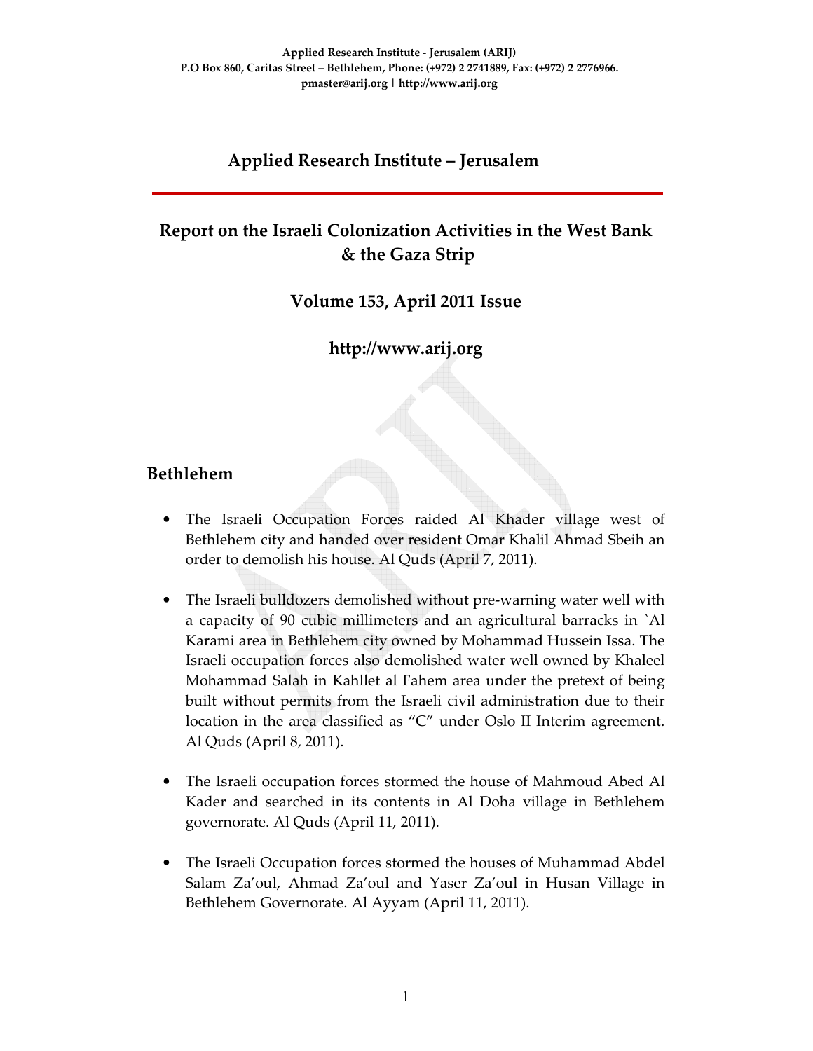Applied Research Institute - Jerusalem (ARIJ)
P.O Box 860, Caritas Street – Bethlehem, Phone: (+972) 2 2741889, Fax: (+972) 2 2776966.
pmaster@arij.org | http://www.arij.org

# Applied Research Institute – Jerusalem

## Report on the Israeli Colonization Activities in the West Bank & the Gaza Strip

### Volume 153, April 2011 Issue

### http://www.arij.org

## Bethlehem

- The Israeli Occupation Forces raided Al Khader village west of Bethlehem city and handed over resident Omar Khalil Ahmad Sbeih an order to demolish his house. Al Quds (April 7, 2011).

- The Israeli bulldozers demolished without pre-warning water well with a capacity of 90 cubic millimeters and an agricultural barracks in `Al Karami area in Bethlehem city owned by Mohammad Hussein Issa. The Israeli occupation forces also demolished water well owned by Khaleel Mohammad Salah in Kahllet al Fahem area under the pretext of being built without permits from the Israeli civil administration due to their location in the area classified as "C" under Oslo II Interim agreement. Al Quds (April 8, 2011).

- The Israeli occupation forces stormed the house of Mahmoud Abed Al Kader and searched in its contents in Al Doha village in Bethlehem governorate. Al Quds (April 11, 2011).

- The Israeli Occupation forces stormed the houses of Muhammad Abdel Salam Za'oul, Ahmad Za'oul and Yaser Za'oul in Husan Village in Bethlehem Governorate. Al Ayyam (April 11, 2011).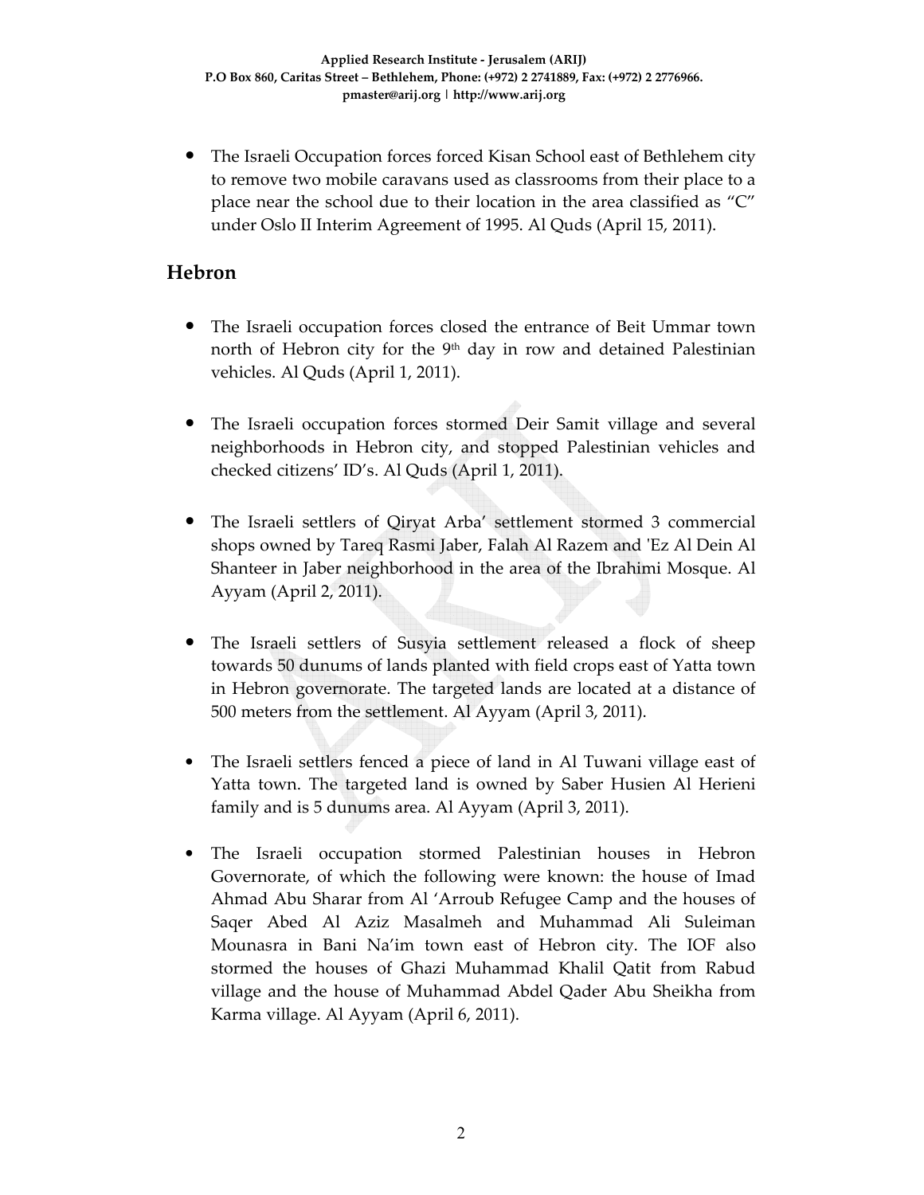- The Israeli Occupation forces forced Kisan School east of Bethlehem city to remove two mobile caravans used as classrooms from their place to a place near the school due to their location in the area classified as "C" under Oslo II Interim Agreement of 1995. Al Quds (April 15, 2011).

## Hebron

- The Israeli occupation forces closed the entrance of Beit Ummar town north of Hebron city for the 9th day in row and detained Palestinian vehicles. Al Quds (April 1, 2011).

- The Israeli occupation forces stormed Deir Samit village and several neighborhoods in Hebron city, and stopped Palestinian vehicles and checked citizens' ID's. Al Quds (April 1, 2011).

- The Israeli settlers of Qiryat Arba' settlement stormed 3 commercial shops owned by Tareq Rasmi Jaber, Falah Al Razem and 'Ez Al Dein Al Shanteer in Jaber neighborhood in the area of the Ibrahimi Mosque. Al Ayyam (April 2, 2011).

- The Israeli settlers of Susyia settlement released a flock of sheep towards 50 dunums of lands planted with field crops east of Yatta town in Hebron governorate. The targeted lands are located at a distance of 500 meters from the settlement. Al Ayyam (April 3, 2011).

- The Israeli settlers fenced a piece of land in Al Tuwani village east of Yatta town. The targeted land is owned by Saber Husien Al Herieni family and is 5 dunums area. Al Ayyam (April 3, 2011).

- The Israeli occupation stormed Palestinian houses in Hebron Governorate, of which the following were known: the house of Imad Ahmad Abu Sharar from Al 'Arroub Refugee Camp and the houses of Saqer Abed Al Aziz Masalmeh and Muhammad Ali Suleiman Mounasra in Bani Na'im town east of Hebron city. The IOF also stormed the houses of Ghazi Muhammad Khalil Qatit from Rabud village and the house of Muhammad Abdel Qader Abu Sheikha from Karma village. Al Ayyam (April 6, 2011).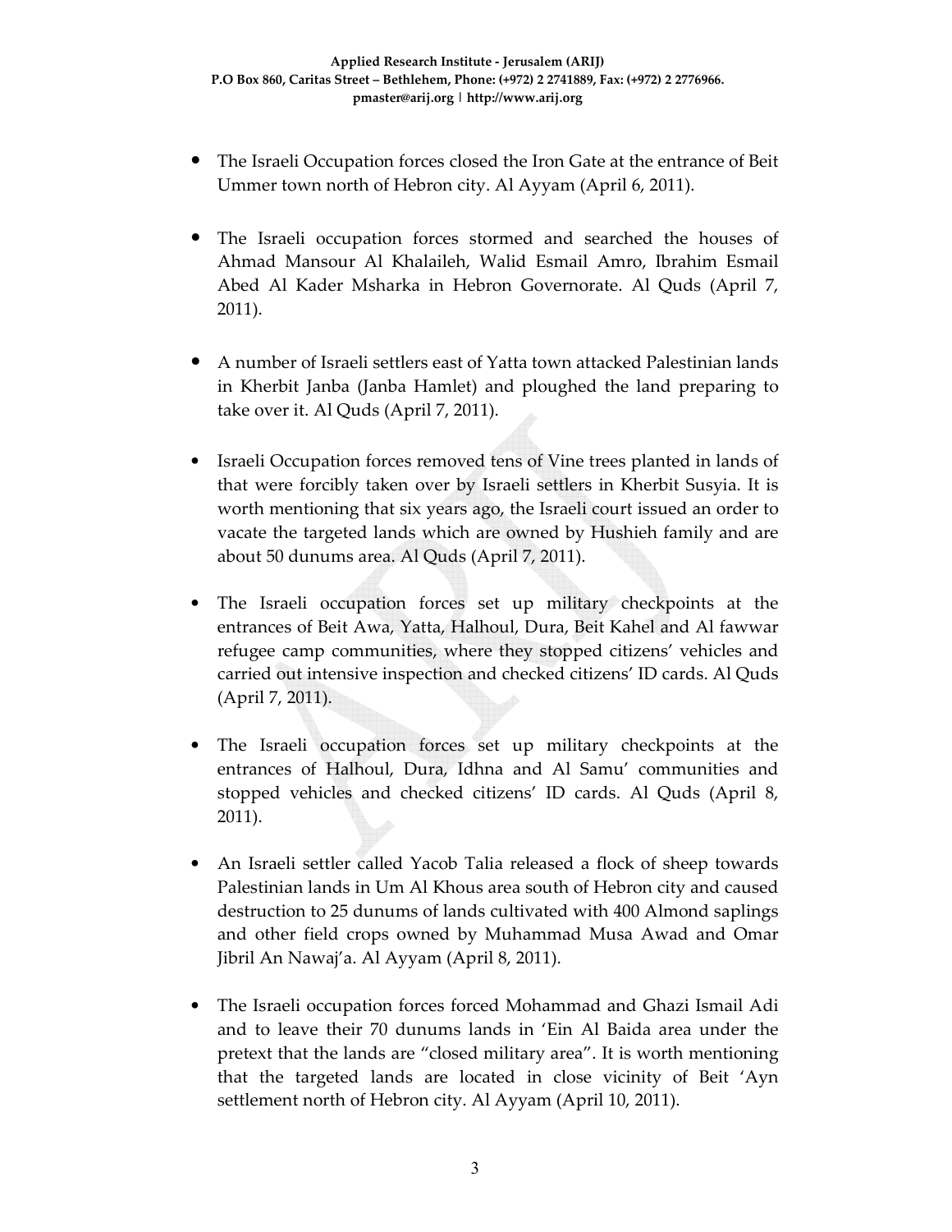- The Israeli Occupation forces closed the Iron Gate at the entrance of Beit Ummer town north of Hebron city. Al Ayyam (April 6, 2011).

- The Israeli occupation forces stormed and searched the houses of Ahmad Mansour Al Khalaileh, Walid Esmail Amro, Ibrahim Esmail Abed Al Kader Msharka in Hebron Governorate. Al Quds (April 7, 2011).

- A number of Israeli settlers east of Yatta town attacked Palestinian lands in Kherbit Janba (Janba Hamlet) and ploughed the land preparing to take over it. Al Quds (April 7, 2011).

- Israeli Occupation forces removed tens of Vine trees planted in lands of that were forcibly taken over by Israeli settlers in Kherbit Susyia. It is worth mentioning that six years ago, the Israeli court issued an order to vacate the targeted lands which are owned by Hushieh family and are about 50 dunums area. Al Quds (April 7, 2011).

- The Israeli occupation forces set up military checkpoints at the entrances of Beit Awa, Yatta, Halhoul, Dura, Beit Kahel and Al fawwar refugee camp communities, where they stopped citizens' vehicles and carried out intensive inspection and checked citizens' ID cards. Al Quds (April 7, 2011).

- The Israeli occupation forces set up military checkpoints at the entrances of Halhoul, Dura, Idhna and Al Samu' communities and stopped vehicles and checked citizens' ID cards. Al Quds (April 8, 2011).

- An Israeli settler called Yacob Talia released a flock of sheep towards Palestinian lands in Um Al Khous area south of Hebron city and caused destruction to 25 dunums of lands cultivated with 400 Almond saplings and other field crops owned by Muhammad Musa Awad and Omar Jibril An Nawaj'a. Al Ayyam (April 8, 2011).

- The Israeli occupation forces forced Mohammad and Ghazi Ismail Adi and to leave their 70 dunums lands in 'Ein Al Baida area under the pretext that the lands are "closed military area". It is worth mentioning that the targeted lands are located in close vicinity of Beit 'Ayn settlement north of Hebron city. Al Ayyam (April 10, 2011).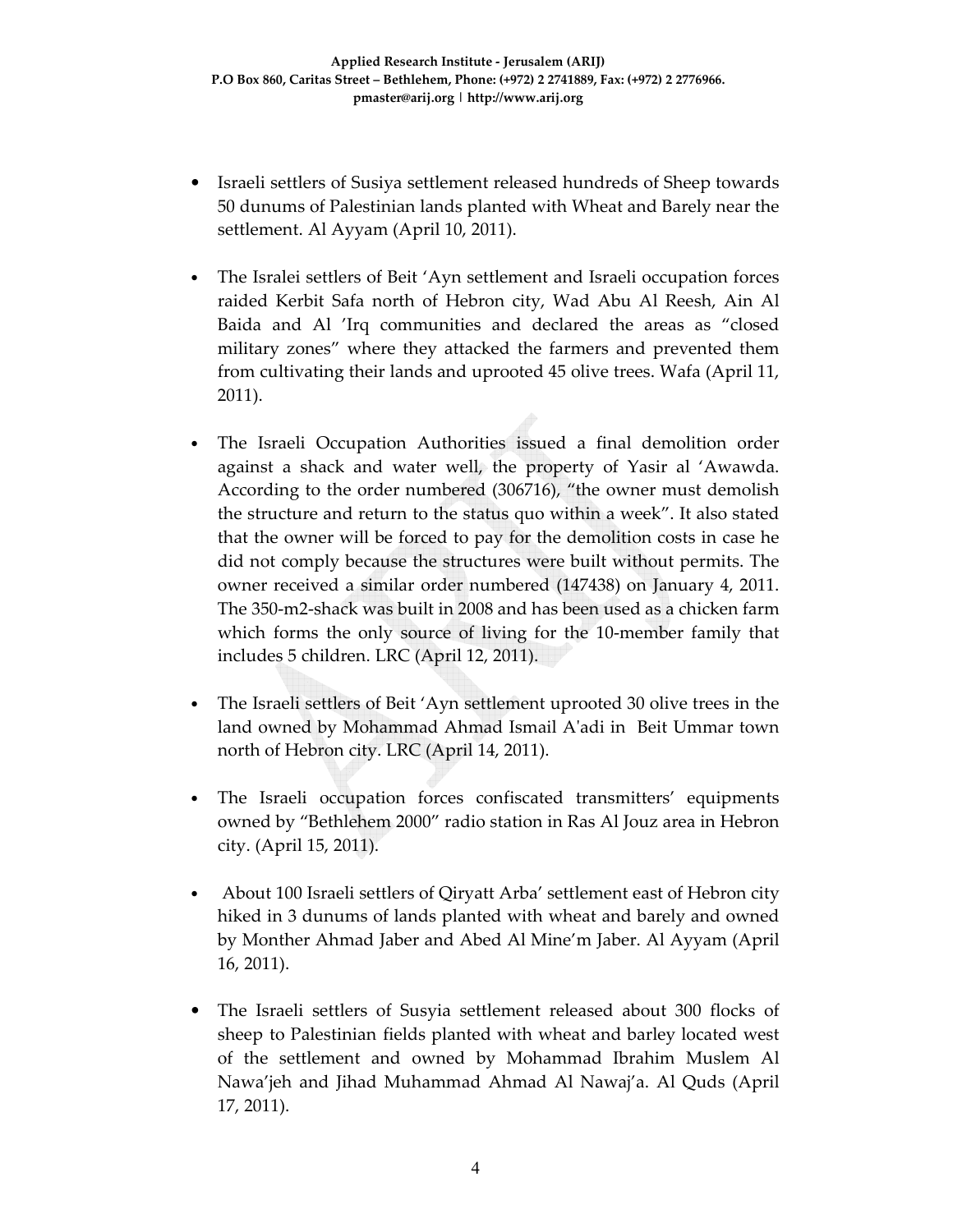- Israeli settlers of Susiya settlement released hundreds of Sheep towards 50 dunums of Palestinian lands planted with Wheat and Barely near the settlement. Al Ayyam (April 10, 2011).

- The Isralei settlers of Beit 'Ayn settlement and Israeli occupation forces raided Kerbit Safa north of Hebron city, Wad Abu Al Reesh, Ain Al Baida and Al 'Irq communities and declared the areas as "closed military zones" where they attacked the farmers and prevented them from cultivating their lands and uprooted 45 olive trees. Wafa (April 11, 2011).

- The Israeli Occupation Authorities issued a final demolition order against a shack and water well, the property of Yasir al 'Awawda. According to the order numbered (306716), "the owner must demolish the structure and return to the status quo within a week". It also stated that the owner will be forced to pay for the demolition costs in case he did not comply because the structures were built without permits. The owner received a similar order numbered (147438) on January 4, 2011. The 350-m2-shack was built in 2008 and has been used as a chicken farm which forms the only source of living for the 10-member family that includes 5 children. LRC (April 12, 2011).

- The Israeli settlers of Beit 'Ayn settlement uprooted 30 olive trees in the land owned by Mohammad Ahmad Ismail A'adi in Beit Ummar town north of Hebron city. LRC (April 14, 2011).

- The Israeli occupation forces confiscated transmitters' equipments owned by "Bethlehem 2000" radio station in Ras Al Jouz area in Hebron city. (April 15, 2011).

- About 100 Israeli settlers of Qiryatt Arba' settlement east of Hebron city hiked in 3 dunums of lands planted with wheat and barely and owned by Monther Ahmad Jaber and Abed Al Mine'm Jaber. Al Ayyam (April 16, 2011).

- The Israeli settlers of Susyia settlement released about 300 flocks of sheep to Palestinian fields planted with wheat and barley located west of the settlement and owned by Mohammad Ibrahim Muslem Al Nawa'jeh and Jihad Muhammad Ahmad Al Nawaj'a. Al Quds (April 17, 2011).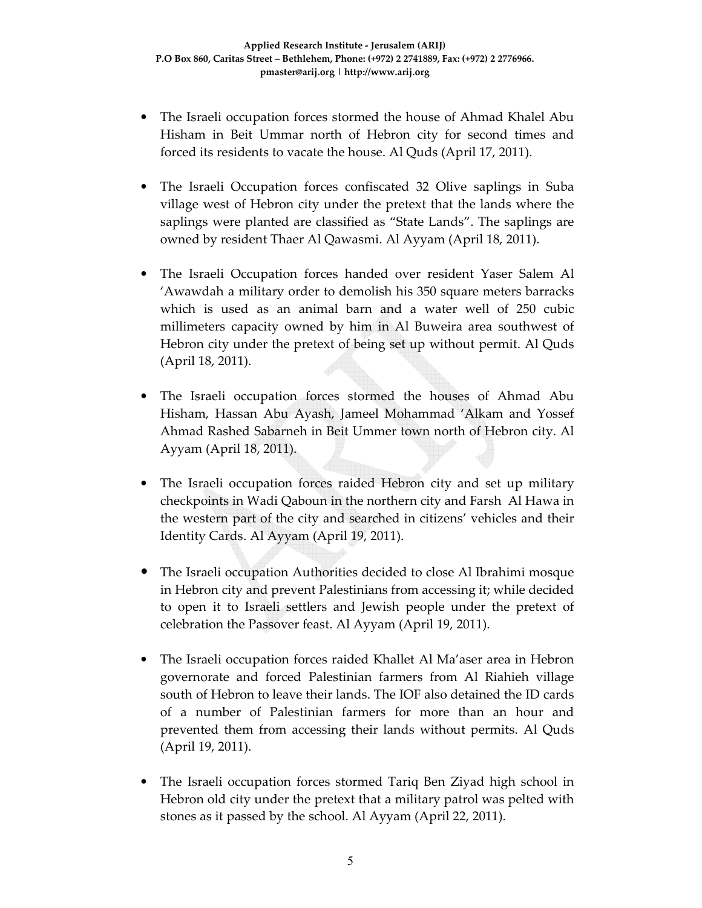- The Israeli occupation forces stormed the house of Ahmad Khalel Abu Hisham in Beit Ummar north of Hebron city for second times and forced its residents to vacate the house. Al Quds (April 17, 2011).

- The Israeli Occupation forces confiscated 32 Olive saplings in Suba village west of Hebron city under the pretext that the lands where the saplings were planted are classified as “State Lands”. The saplings are owned by resident Thaer Al Qawasmi. Al Ayyam (April 18, 2011).

- The Israeli Occupation forces handed over resident Yaser Salem Al ‘Awawdah a military order to demolish his 350 square meters barracks which is used as an animal barn and a water well of 250 cubic millimeters capacity owned by him in Al Buweira area southwest of Hebron city under the pretext of being set up without permit. Al Quds (April 18, 2011).

- The Israeli occupation forces stormed the houses of Ahmad Abu Hisham, Hassan Abu Ayash, Jameel Mohammad ‘Alkam and Yossef Ahmad Rashed Sabarneh in Beit Ummer town north of Hebron city. Al Ayyam (April 18, 2011).

- The Israeli occupation forces raided Hebron city and set up military checkpoints in Wadi Qaboun in the northern city and Farsh Al Hawa in the western part of the city and searched in citizens’ vehicles and their Identity Cards. Al Ayyam (April 19, 2011).

- The Israeli occupation Authorities decided to close Al Ibrahimi mosque in Hebron city and prevent Palestinians from accessing it; while decided to open it to Israeli settlers and Jewish people under the pretext of celebration the Passover feast. Al Ayyam (April 19, 2011).

- The Israeli occupation forces raided Khallet Al Ma’aser area in Hebron governorate and forced Palestinian farmers from Al Riahieh village south of Hebron to leave their lands. The IOF also detained the ID cards of a number of Palestinian farmers for more than an hour and prevented them from accessing their lands without permits. Al Quds (April 19, 2011).

- The Israeli occupation forces stormed Tariq Ben Ziyad high school in Hebron old city under the pretext that a military patrol was pelted with stones as it passed by the school. Al Ayyam (April 22, 2011).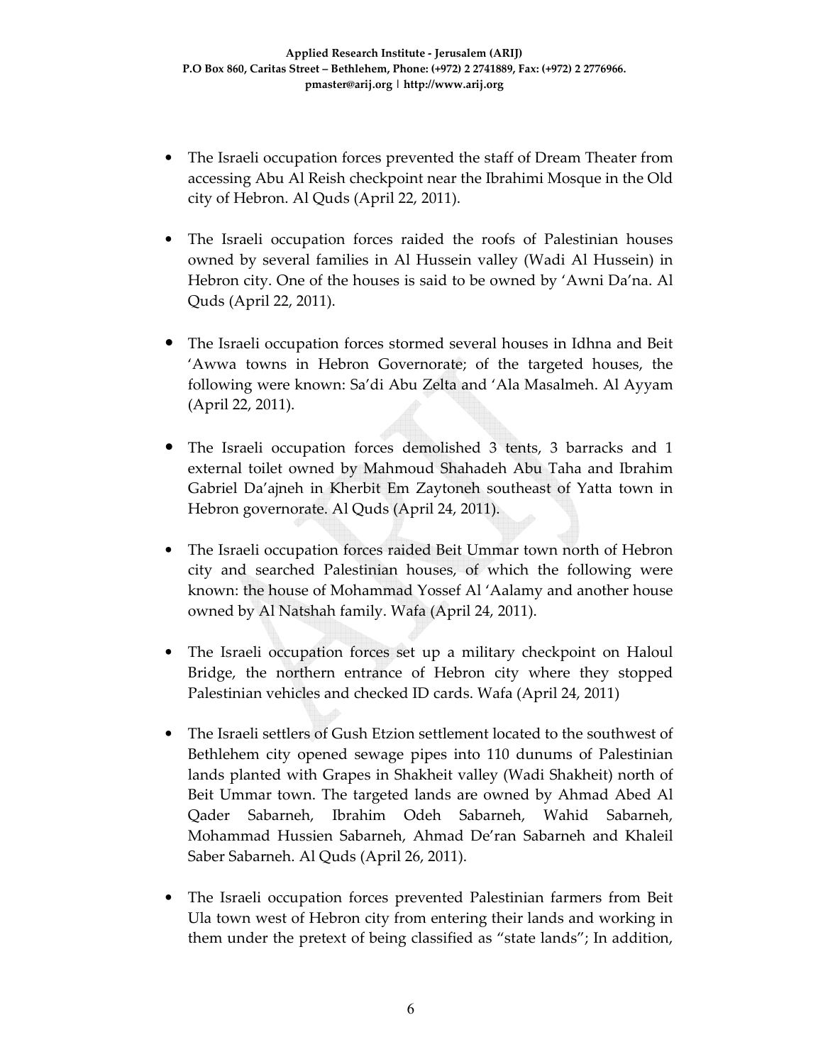- The Israeli occupation forces prevented the staff of Dream Theater from accessing Abu Al Reish checkpoint near the Ibrahimi Mosque in the Old city of Hebron. Al Quds (April 22, 2011).

- The Israeli occupation forces raided the roofs of Palestinian houses owned by several families in Al Hussein valley (Wadi Al Hussein) in Hebron city. One of the houses is said to be owned by 'Awni Da'na. Al Quds (April 22, 2011).

- The Israeli occupation forces stormed several houses in Idhna and Beit 'Awwa towns in Hebron Governorate; of the targeted houses, the following were known: Sa'di Abu Zelta and 'Ala Masalmeh. Al Ayyam (April 22, 2011).

- The Israeli occupation forces demolished 3 tents, 3 barracks and 1 external toilet owned by Mahmoud Shahadeh Abu Taha and Ibrahim Gabriel Da'ajneh in Kherbit Em Zaytoneh southeast of Yatta town in Hebron governorate. Al Quds (April 24, 2011).

- The Israeli occupation forces raided Beit Ummar town north of Hebron city and searched Palestinian houses, of which the following were known: the house of Mohammad Yossef Al 'Aalamy and another house owned by Al Natshah family. Wafa (April 24, 2011).

- The Israeli occupation forces set up a military checkpoint on Haloul Bridge, the northern entrance of Hebron city where they stopped Palestinian vehicles and checked ID cards. Wafa (April 24, 2011)

- The Israeli settlers of Gush Etzion settlement located to the southwest of Bethlehem city opened sewage pipes into 110 dunums of Palestinian lands planted with Grapes in Shakheit valley (Wadi Shakheit) north of Beit Ummar town. The targeted lands are owned by Ahmad Abed Al Qader Sabarneh, Ibrahim Odeh Sabarneh, Wahid Sabarneh, Mohammad Hussien Sabarneh, Ahmad De'ran Sabarneh and Khaleil Saber Sabarneh. Al Quds (April 26, 2011).

- The Israeli occupation forces prevented Palestinian farmers from Beit Ula town west of Hebron city from entering their lands and working in them under the pretext of being classified as "state lands"; In addition,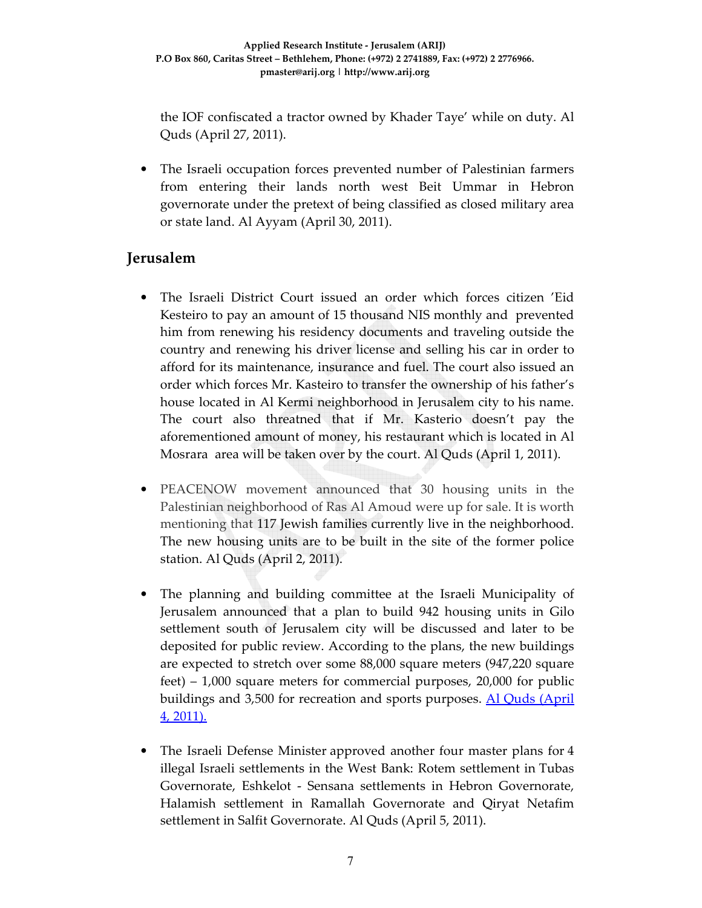the IOF confiscated a tractor owned by Khader Taye' while on duty. Al Quds (April 27, 2011).

- The Israeli occupation forces prevented number of Palestinian farmers from entering their lands north west Beit Ummar in Hebron governorate under the pretext of being classified as closed military area or state land. Al Ayyam (April 30, 2011).

## Jerusalem

- The Israeli District Court issued an order which forces citizen 'Eid Kesteiro to pay an amount of 15 thousand NIS monthly and prevented him from renewing his residency documents and traveling outside the country and renewing his driver license and selling his car in order to afford for its maintenance, insurance and fuel. The court also issued an order which forces Mr. Kasteiro to transfer the ownership of his father's house located in Al Kermi neighborhood in Jerusalem city to his name. The court also threatned that if Mr. Kasterio doesn't pay the aforementioned amount of money, his restaurant which is located in Al Mosrara area will be taken over by the court. Al Quds (April 1, 2011).

- PEACENOW movement announced that 30 housing units in the Palestinian neighborhood of Ras Al Amoud were up for sale. It is worth mentioning that 117 Jewish families currently live in the neighborhood. The new housing units are to be built in the site of the former police station. Al Quds (April 2, 2011).

- The planning and building committee at the Israeli Municipality of Jerusalem announced that a plan to build 942 housing units in Gilo settlement south of Jerusalem city will be discussed and later to be deposited for public review. According to the plans, the new buildings are expected to stretch over some 88,000 square meters (947,220 square feet) – 1,000 square meters for commercial purposes, 20,000 for public buildings and 3,500 for recreation and sports purposes. Al Quds (April 4, 2011).

- The Israeli Defense Minister approved another four master plans for 4 illegal Israeli settlements in the West Bank: Rotem settlement in Tubas Governorate, Eshkelot - Sensana settlements in Hebron Governorate, Halamish settlement in Ramallah Governorate and Qiryat Netafim settlement in Salfit Governorate. Al Quds (April 5, 2011).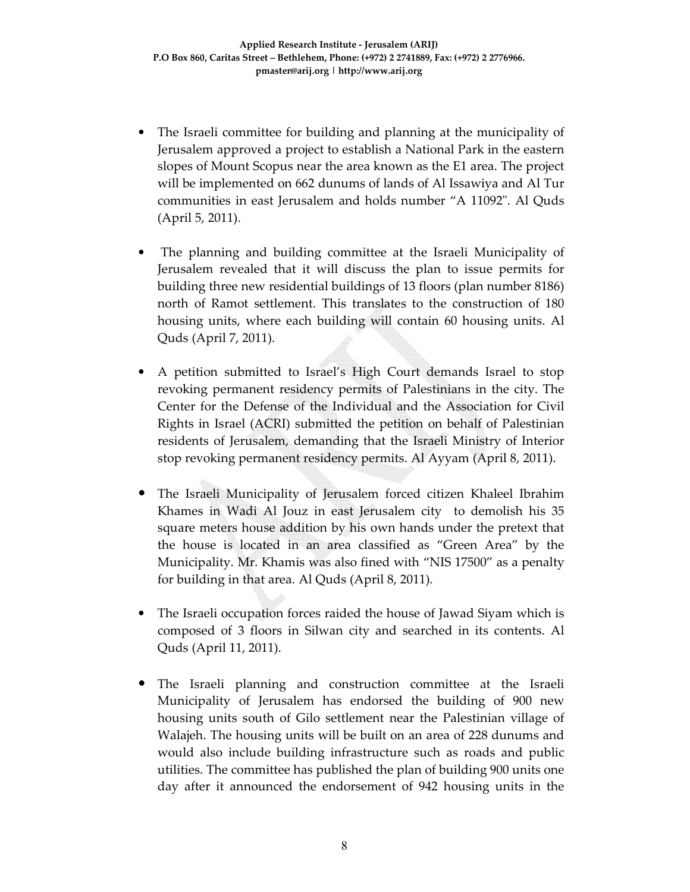- The Israeli committee for building and planning at the municipality of Jerusalem approved a project to establish a National Park in the eastern slopes of Mount Scopus near the area known as the E1 area. The project will be implemented on 662 dunums of lands of Al Issawiya and Al Tur communities in east Jerusalem and holds number "A 11092". Al Quds (April 5, 2011).

- The planning and building committee at the Israeli Municipality of Jerusalem revealed that it will discuss the plan to issue permits for building three new residential buildings of 13 floors (plan number 8186) north of Ramot settlement. This translates to the construction of 180 housing units, where each building will contain 60 housing units. Al Quds (April 7, 2011).

- A petition submitted to Israel's High Court demands Israel to stop revoking permanent residency permits of Palestinians in the city. The Center for the Defense of the Individual and the Association for Civil Rights in Israel (ACRI) submitted the petition on behalf of Palestinian residents of Jerusalem, demanding that the Israeli Ministry of Interior stop revoking permanent residency permits. Al Ayyam (April 8, 2011).

- The Israeli Municipality of Jerusalem forced citizen Khaleel Ibrahim Khames in Wadi Al Jouz in east Jerusalem city to demolish his 35 square meters house addition by his own hands under the pretext that the house is located in an area classified as "Green Area" by the Municipality. Mr. Khamis was also fined with "NIS 17500" as a penalty for building in that area. Al Quds (April 8, 2011).

- The Israeli occupation forces raided the house of Jawad Siyam which is composed of 3 floors in Silwan city and searched in its contents. Al Quds (April 11, 2011).

- The Israeli planning and construction committee at the Israeli Municipality of Jerusalem has endorsed the building of 900 new housing units south of Gilo settlement near the Palestinian village of Walajeh. The housing units will be built on an area of 228 dunums and would also include building infrastructure such as roads and public utilities. The committee has published the plan of building 900 units one day after it announced the endorsement of 942 housing units in the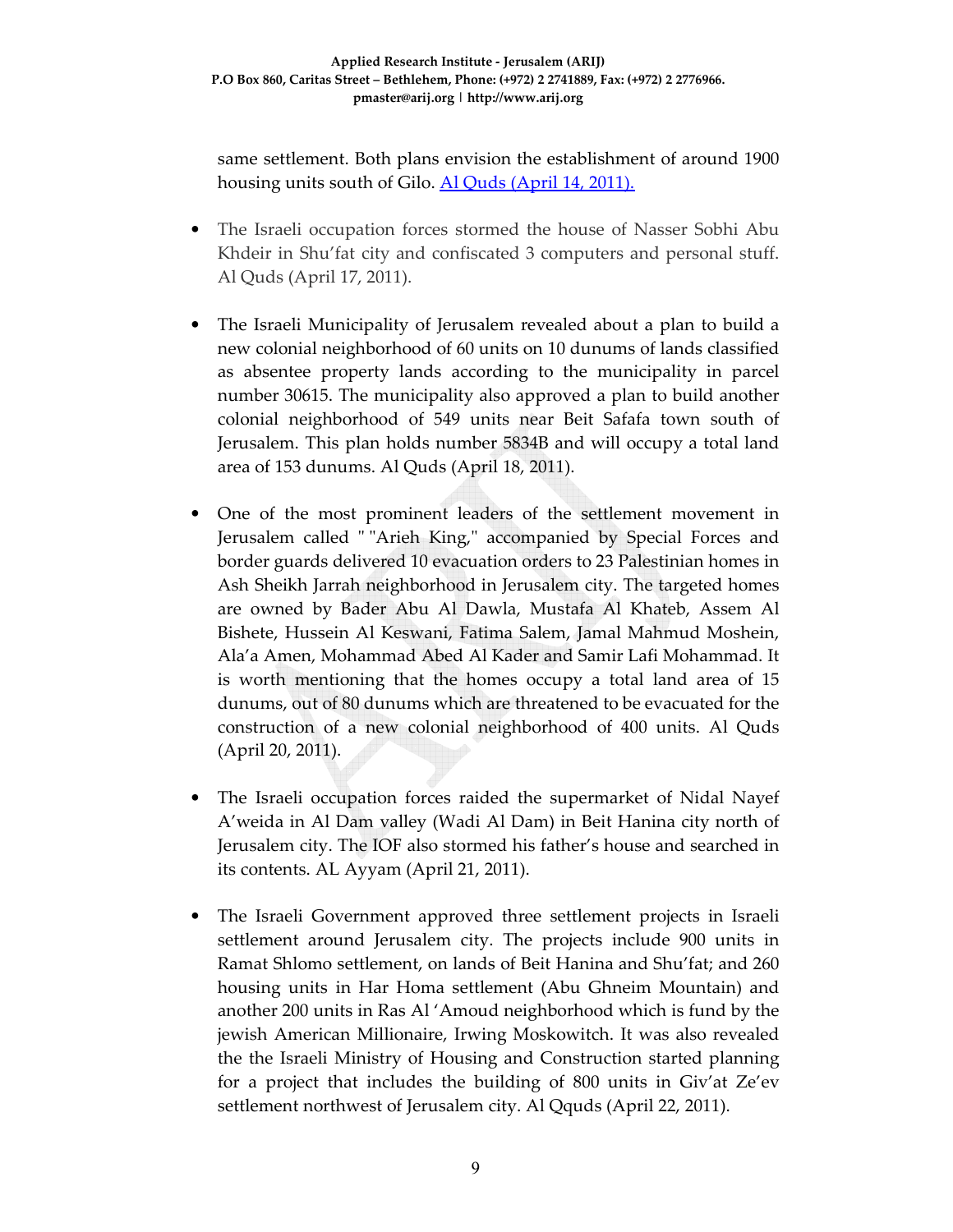same settlement. Both plans envision the establishment of around 1900 housing units south of Gilo. Al Quds (April 14, 2011).

- The Israeli occupation forces stormed the house of Nasser Sobhi Abu Khdeir in Shu'fat city and confiscated 3 computers and personal stuff. Al Quds (April 17, 2011).

- The Israeli Municipality of Jerusalem revealed about a plan to build a new colonial neighborhood of 60 units on 10 dunums of lands classified as absentee property lands according to the municipality in parcel number 30615. The municipality also approved a plan to build another colonial neighborhood of 549 units near Beit Safafa town south of Jerusalem. This plan holds number 5834B and will occupy a total land area of 153 dunums. Al Quds (April 18, 2011).

- One of the most prominent leaders of the settlement movement in Jerusalem called " "Arieh King," accompanied by Special Forces and border guards delivered 10 evacuation orders to 23 Palestinian homes in Ash Sheikh Jarrah neighborhood in Jerusalem city. The targeted homes are owned by Bader Abu Al Dawla, Mustafa Al Khateb, Assem Al Bishete, Hussein Al Keswani, Fatima Salem, Jamal Mahmud Moshein, Ala'a Amen, Mohammad Abed Al Kader and Samir Lafi Mohammad. It is worth mentioning that the homes occupy a total land area of 15 dunums, out of 80 dunums which are threatened to be evacuated for the construction of a new colonial neighborhood of 400 units. Al Quds (April 20, 2011).

- The Israeli occupation forces raided the supermarket of Nidal Nayef A'weida in Al Dam valley (Wadi Al Dam) in Beit Hanina city north of Jerusalem city. The IOF also stormed his father's house and searched in its contents. AL Ayyam (April 21, 2011).

- The Israeli Government approved three settlement projects in Israeli settlement around Jerusalem city. The projects include 900 units in Ramat Shlomo settlement, on lands of Beit Hanina and Shu'fat; and 260 housing units in Har Homa settlement (Abu Ghneim Mountain) and another 200 units in Ras Al 'Amoud neighborhood which is fund by the jewish American Millionaire, Irwing Moskowitch. It was also revealed the the Israeli Ministry of Housing and Construction started planning for a project that includes the building of 800 units in Giv'at Ze'ev settlement northwest of Jerusalem city. Al Qquds (April 22, 2011).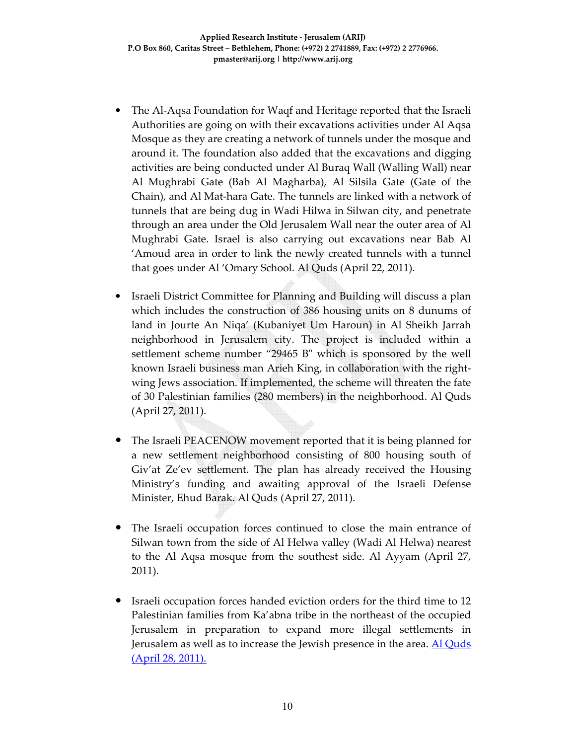- The Al-Aqsa Foundation for Waqf and Heritage reported that the Israeli Authorities are going on with their excavations activities under Al Aqsa Mosque as they are creating a network of tunnels under the mosque and around it. The foundation also added that the excavations and digging activities are being conducted under Al Buraq Wall (Walling Wall) near Al Mughrabi Gate (Bab Al Magharba), Al Silsila Gate (Gate of the Chain), and Al Mat-hara Gate. The tunnels are linked with a network of tunnels that are being dug in Wadi Hilwa in Silwan city, and penetrate through an area under the Old Jerusalem Wall near the outer area of Al Mughrabi Gate. Israel is also carrying out excavations near Bab Al 'Amoud area in order to link the newly created tunnels with a tunnel that goes under Al 'Omary School. Al Quds (April 22, 2011).

- Israeli District Committee for Planning and Building will discuss a plan which includes the construction of 386 housing units on 8 dunums of land in Jourte An Niqa' (Kubaniyet Um Haroun) in Al Sheikh Jarrah neighborhood in Jerusalem city. The project is included within a settlement scheme number "29465 B" which is sponsored by the well known Israeli business man Arieh King, in collaboration with the right-wing Jews association. If implemented, the scheme will threaten the fate of 30 Palestinian families (280 members) in the neighborhood. Al Quds (April 27, 2011).

- The Israeli PEACENOW movement reported that it is being planned for a new settlement neighborhood consisting of 800 housing south of Giv'at Ze'ev settlement. The plan has already received the Housing Ministry's funding and awaiting approval of the Israeli Defense Minister, Ehud Barak. Al Quds (April 27, 2011).

- The Israeli occupation forces continued to close the main entrance of Silwan town from the side of Al Helwa valley (Wadi Al Helwa) nearest to the Al Aqsa mosque from the southest side. Al Ayyam (April 27, 2011).

- Israeli occupation forces handed eviction orders for the third time to 12 Palestinian families from Ka'abna tribe in the northeast of the occupied Jerusalem in preparation to expand more illegal settlements in Jerusalem as well as to increase the Jewish presence in the area. Al Quds (April 28, 2011).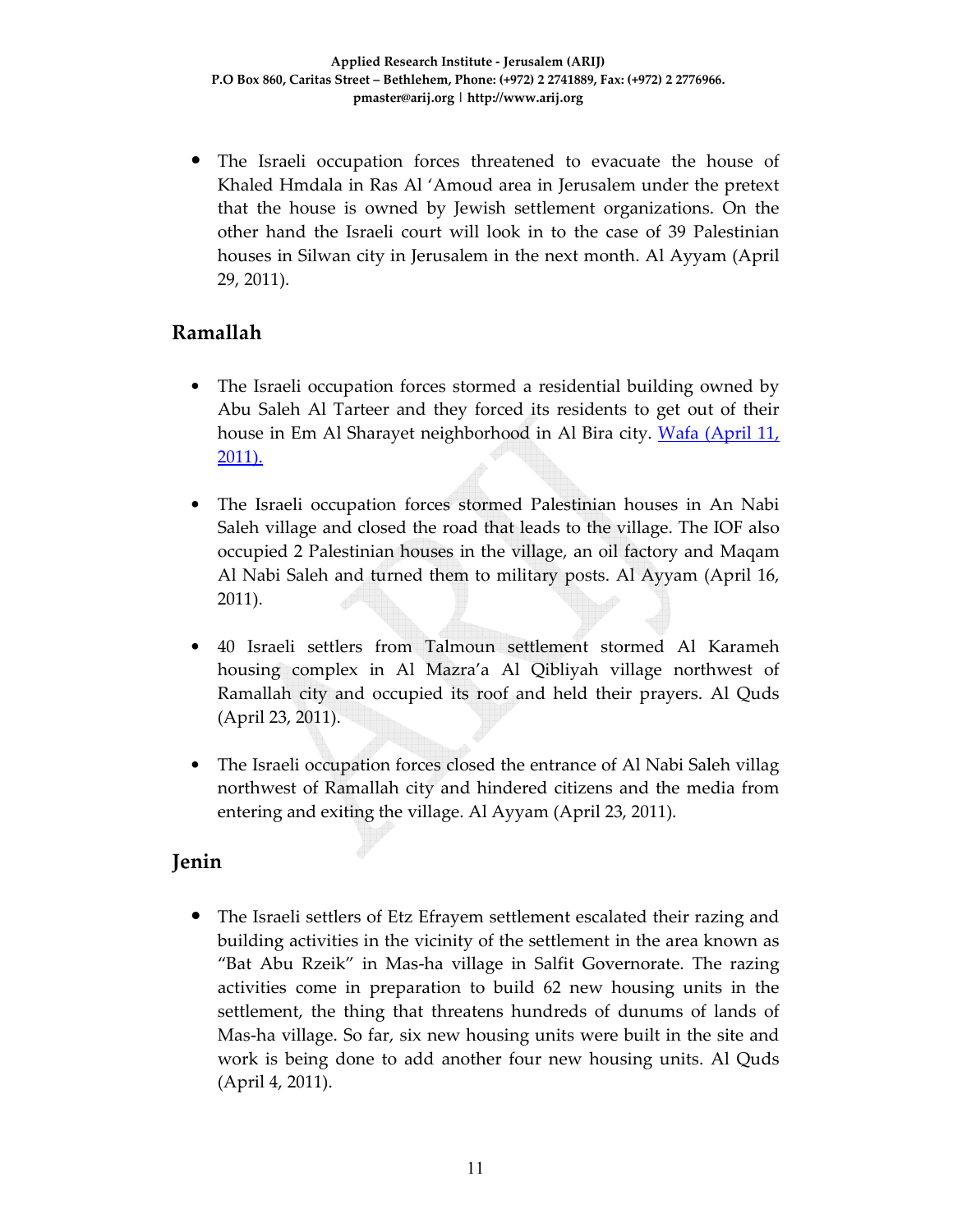- The Israeli occupation forces threatened to evacuate the house of Khaled Hmdala in Ras Al 'Amoud area in Jerusalem under the pretext that the house is owned by Jewish settlement organizations. On the other hand the Israeli court will look in to the case of 39 Palestinian houses in Silwan city in Jerusalem in the next month. Al Ayyam (April 29, 2011).

## Ramallah

- The Israeli occupation forces stormed a residential building owned by Abu Saleh Al Tarteer and they forced its residents to get out of their house in Em Al Sharayet neighborhood in Al Bira city. Wafa (April 11, 2011).

- The Israeli occupation forces stormed Palestinian houses in An Nabi Saleh village and closed the road that leads to the village. The IOF also occupied 2 Palestinian houses in the village, an oil factory and Maqam Al Nabi Saleh and turned them to military posts. Al Ayyam (April 16, 2011).

- 40 Israeli settlers from Talmoun settlement stormed Al Karameh housing complex in Al Mazra'a Al Qibliyah village northwest of Ramallah city and occupied its roof and held their prayers. Al Quds (April 23, 2011).

- The Israeli occupation forces closed the entrance of Al Nabi Saleh villag northwest of Ramallah city and hindered citizens and the media from entering and exiting the village. Al Ayyam (April 23, 2011).

## Jenin

- The Israeli settlers of Etz Efrayem settlement escalated their razing and building activities in the vicinity of the settlement in the area known as "Bat Abu Rzeik" in Mas-ha village in Salfit Governorate. The razing activities come in preparation to build 62 new housing units in the settlement, the thing that threatens hundreds of dunums of lands of Mas-ha village. So far, six new housing units were built in the site and work is being done to add another four new housing units. Al Quds (April 4, 2011).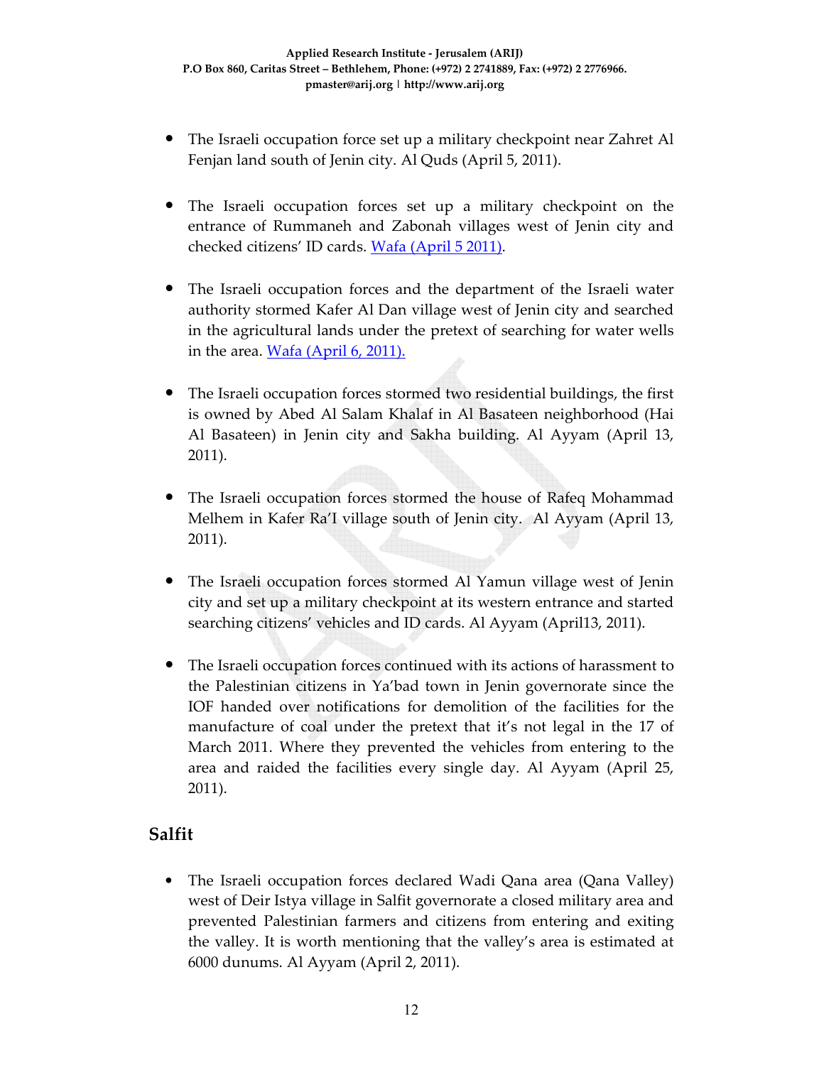- The Israeli occupation force set up a military checkpoint near Zahret Al Fenjan land south of Jenin city. Al Quds (April 5, 2011).

- The Israeli occupation forces set up a military checkpoint on the entrance of Rummaneh and Zabonah villages west of Jenin city and checked citizens' ID cards. [Wafa (April 5 2011)](#).

- The Israeli occupation forces and the department of the Israeli water authority stormed Kafer Al Dan village west of Jenin city and searched in the agricultural lands under the pretext of searching for water wells in the area. [Wafa (April 6, 2011).](#)

- The Israeli occupation forces stormed two residential buildings, the first is owned by Abed Al Salam Khalaf in Al Basateen neighborhood (Hai Al Basateen) in Jenin city and Sakha building. Al Ayyam (April 13, 2011).

- The Israeli occupation forces stormed the house of Rafeq Mohammad Melhem in Kafer Ra'I village south of Jenin city. Al Ayyam (April 13, 2011).

- The Israeli occupation forces stormed Al Yamun village west of Jenin city and set up a military checkpoint at its western entrance and started searching citizens' vehicles and ID cards. Al Ayyam (April13, 2011).

- The Israeli occupation forces continued with its actions of harassment to the Palestinian citizens in Ya'bad town in Jenin governorate since the IOF handed over notifications for demolition of the facilities for the manufacture of coal under the pretext that it's not legal in the 17 of March 2011. Where they prevented the vehicles from entering to the area and raided the facilities every single day. Al Ayyam (April 25, 2011).

## Salfit

- The Israeli occupation forces declared Wadi Qana area (Qana Valley) west of Deir Istya village in Salfit governorate a closed military area and prevented Palestinian farmers and citizens from entering and exiting the valley. It is worth mentioning that the valley's area is estimated at 6000 dunums. Al Ayyam (April 2, 2011).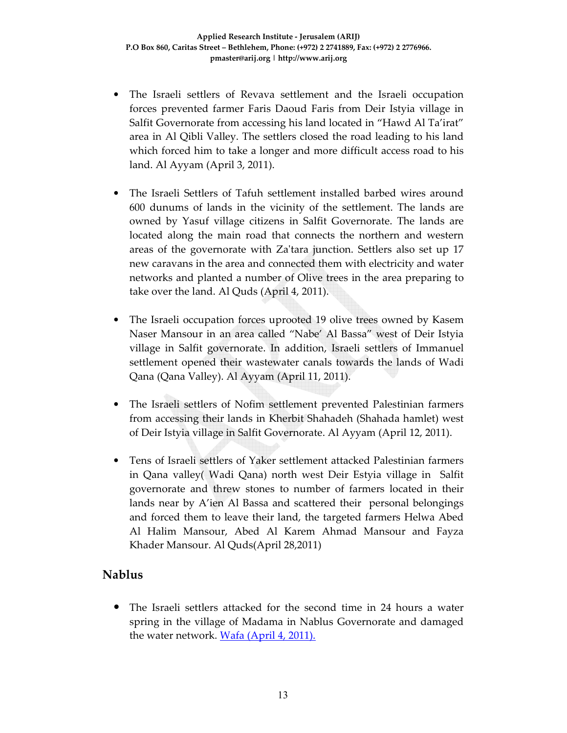- The Israeli settlers of Revava settlement and the Israeli occupation forces prevented farmer Faris Daoud Faris from Deir Istyia village in Salfit Governorate from accessing his land located in "Hawd Al Ta'irat" area in Al Qibli Valley. The settlers closed the road leading to his land which forced him to take a longer and more difficult access road to his land. Al Ayyam (April 3, 2011).

- The Israeli Settlers of Tafuh settlement installed barbed wires around 600 dunums of lands in the vicinity of the settlement. The lands are owned by Yasuf village citizens in Salfit Governorate. The lands are located along the main road that connects the northern and western areas of the governorate with Za'tara junction. Settlers also set up 17 new caravans in the area and connected them with electricity and water networks and planted a number of Olive trees in the area preparing to take over the land. Al Quds (April 4, 2011).

- The Israeli occupation forces uprooted 19 olive trees owned by Kasem Naser Mansour in an area called "Nabe' Al Bassa" west of Deir Istyia village in Salfit governorate. In addition, Israeli settlers of Immanuel settlement opened their wastewater canals towards the lands of Wadi Qana (Qana Valley). Al Ayyam (April 11, 2011).

- The Israeli settlers of Nofim settlement prevented Palestinian farmers from accessing their lands in Kherbit Shahadeh (Shahada hamlet) west of Deir Istyia village in Salfit Governorate. Al Ayyam (April 12, 2011).

- Tens of Israeli settlers of Yaker settlement attacked Palestinian farmers in Qana valley( Wadi Qana) north west Deir Estyia village in Salfit governorate and threw stones to number of farmers located in their lands near by A'ien Al Bassa and scattered their personal belongings and forced them to leave their land, the targeted farmers Helwa Abed Al Halim Mansour, Abed Al Karem Ahmad Mansour and Fayza Khader Mansour. Al Quds(April 28,2011)

## Nablus

- The Israeli settlers attacked for the second time in 24 hours a water spring in the village of Madama in Nablus Governorate and damaged the water network. Wafa (April 4, 2011).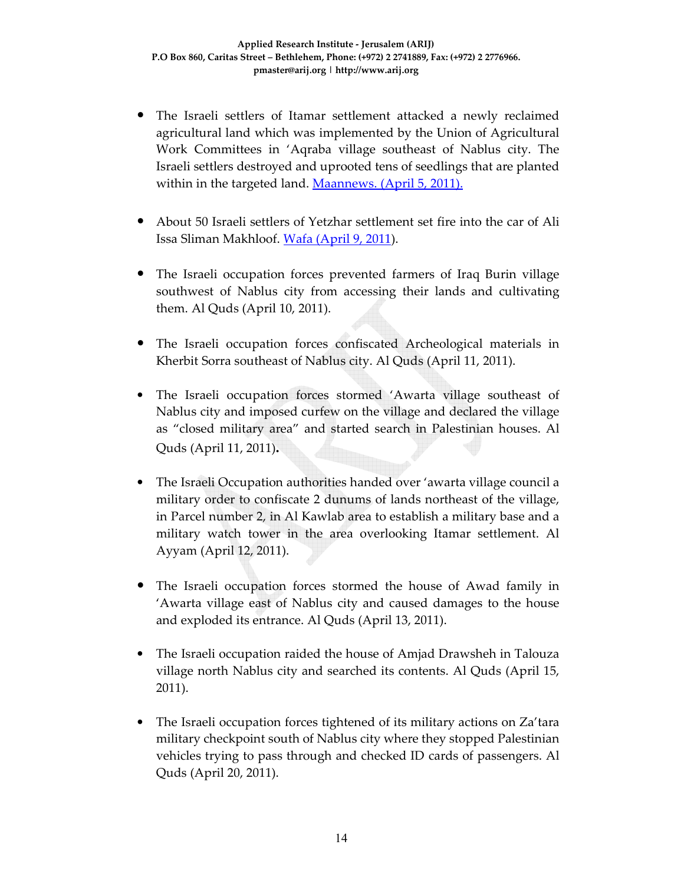- The Israeli settlers of Itamar settlement attacked a newly reclaimed agricultural land which was implemented by the Union of Agricultural Work Committees in 'Aqraba village southeast of Nablus city. The Israeli settlers destroyed and uprooted tens of seedlings that are planted within in the targeted land. Maannews. (April 5, 2011).

- About 50 Israeli settlers of Yetzhar settlement set fire into the car of Ali Issa Sliman Makhloof. Wafa (April 9, 2011).

- The Israeli occupation forces prevented farmers of Iraq Burin village southwest of Nablus city from accessing their lands and cultivating them. Al Quds (April 10, 2011).

- The Israeli occupation forces confiscated Archeological materials in Kherbit Sorra southeast of Nablus city. Al Quds (April 11, 2011).

- The Israeli occupation forces stormed 'Awarta village southeast of Nablus city and imposed curfew on the village and declared the village as "closed military area" and started search in Palestinian houses. Al Quds (April 11, 2011).

- The Israeli Occupation authorities handed over 'awarta village council a military order to confiscate 2 dunums of lands northeast of the village, in Parcel number 2, in Al Kawlab area to establish a military base and a military watch tower in the area overlooking Itamar settlement. Al Ayyam (April 12, 2011).

- The Israeli occupation forces stormed the house of Awad family in 'Awarta village east of Nablus city and caused damages to the house and exploded its entrance. Al Quds (April 13, 2011).

- The Israeli occupation raided the house of Amjad Drawsheh in Talouza village north Nablus city and searched its contents. Al Quds (April 15, 2011).

- The Israeli occupation forces tightened of its military actions on Za'tara military checkpoint south of Nablus city where they stopped Palestinian vehicles trying to pass through and checked ID cards of passengers. Al Quds (April 20, 2011).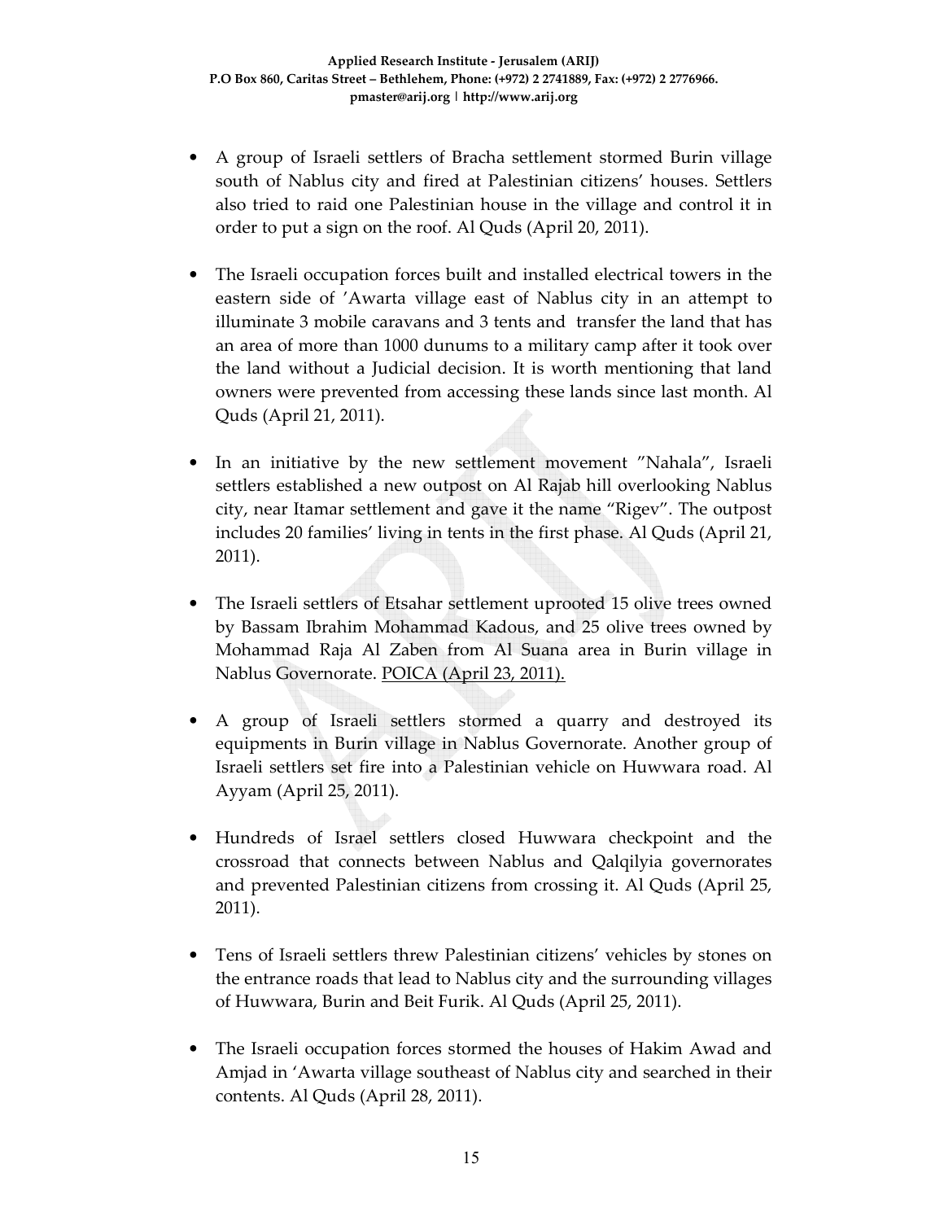- A group of Israeli settlers of Bracha settlement stormed Burin village south of Nablus city and fired at Palestinian citizens' houses. Settlers also tried to raid one Palestinian house in the village and control it in order to put a sign on the roof. Al Quds (April 20, 2011).

- The Israeli occupation forces built and installed electrical towers in the eastern side of 'Awarta village east of Nablus city in an attempt to illuminate 3 mobile caravans and 3 tents and transfer the land that has an area of more than 1000 dunums to a military camp after it took over the land without a Judicial decision. It is worth mentioning that land owners were prevented from accessing these lands since last month. Al Quds (April 21, 2011).

- In an initiative by the new settlement movement "Nahala", Israeli settlers established a new outpost on Al Rajab hill overlooking Nablus city, near Itamar settlement and gave it the name "Rigev". The outpost includes 20 families' living in tents in the first phase. Al Quds (April 21, 2011).

- The Israeli settlers of Etsahar settlement uprooted 15 olive trees owned by Bassam Ibrahim Mohammad Kadous, and 25 olive trees owned by Mohammad Raja Al Zaben from Al Suana area in Burin village in Nablus Governorate. POICA (April 23, 2011).

- A group of Israeli settlers stormed a quarry and destroyed its equipments in Burin village in Nablus Governorate. Another group of Israeli settlers set fire into a Palestinian vehicle on Huwwara road. Al Ayyam (April 25, 2011).

- Hundreds of Israel settlers closed Huwwara checkpoint and the crossroad that connects between Nablus and Qalqilyia governorates and prevented Palestinian citizens from crossing it. Al Quds (April 25, 2011).

- Tens of Israeli settlers threw Palestinian citizens' vehicles by stones on the entrance roads that lead to Nablus city and the surrounding villages of Huwwara, Burin and Beit Furik. Al Quds (April 25, 2011).

- The Israeli occupation forces stormed the houses of Hakim Awad and Amjad in 'Awarta village southeast of Nablus city and searched in their contents. Al Quds (April 28, 2011).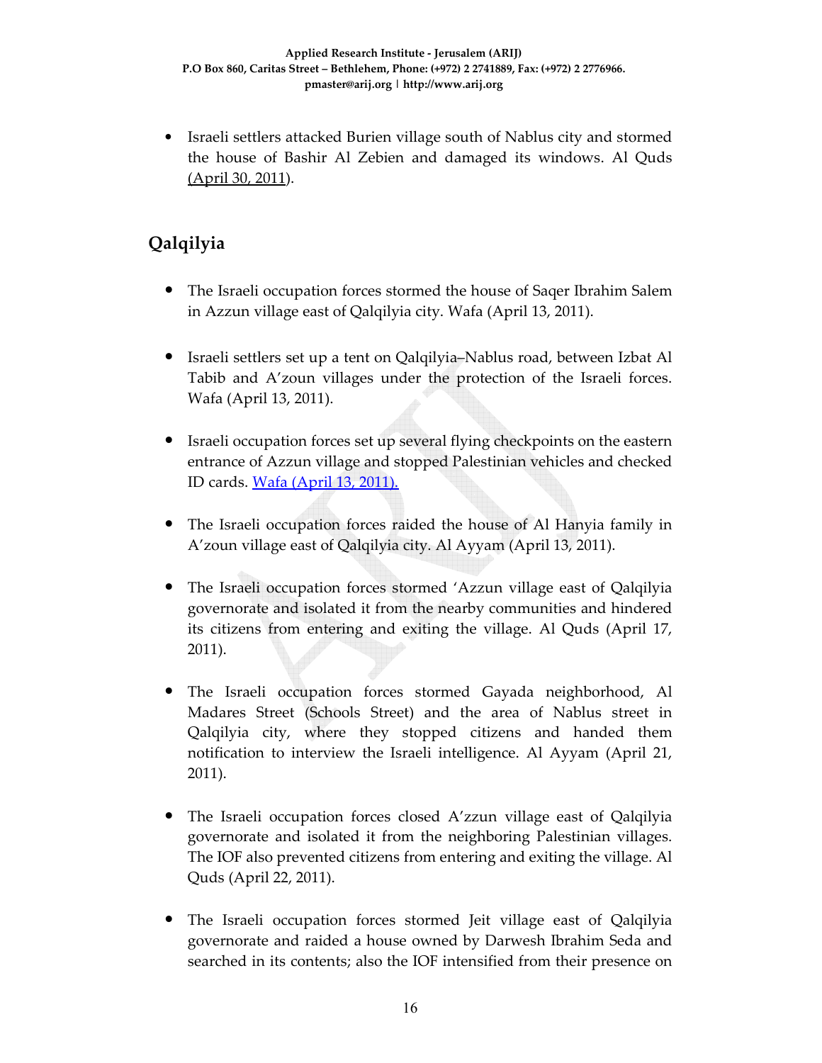- Israeli settlers attacked Burien village south of Nablus city and stormed the house of Bashir Al Zebien and damaged its windows. Al Quds (April 30, 2011).

## Qalqilyia

- The Israeli occupation forces stormed the house of Saqer Ibrahim Salem in Azzun village east of Qalqilyia city. Wafa (April 13, 2011).

- Israeli settlers set up a tent on Qalqilyia–Nablus road, between Izbat Al Tabib and A'zoun villages under the protection of the Israeli forces. Wafa (April 13, 2011).

- Israeli occupation forces set up several flying checkpoints on the eastern entrance of Azzun village and stopped Palestinian vehicles and checked ID cards. Wafa (April 13, 2011).

- The Israeli occupation forces raided the house of Al Hanyia family in A'zoun village east of Qalqilyia city. Al Ayyam (April 13, 2011).

- The Israeli occupation forces stormed 'Azzun village east of Qalqilyia governorate and isolated it from the nearby communities and hindered its citizens from entering and exiting the village. Al Quds (April 17, 2011).

- The Israeli occupation forces stormed Gayada neighborhood, Al Madares Street (Schools Street) and the area of Nablus street in Qalqilyia city, where they stopped citizens and handed them notification to interview the Israeli intelligence. Al Ayyam (April 21, 2011).

- The Israeli occupation forces closed A'zzun village east of Qalqilyia governorate and isolated it from the neighboring Palestinian villages. The IOF also prevented citizens from entering and exiting the village. Al Quds (April 22, 2011).

- The Israeli occupation forces stormed Jeit village east of Qalqilyia governorate and raided a house owned by Darwesh Ibrahim Seda and searched in its contents; also the IOF intensified from their presence on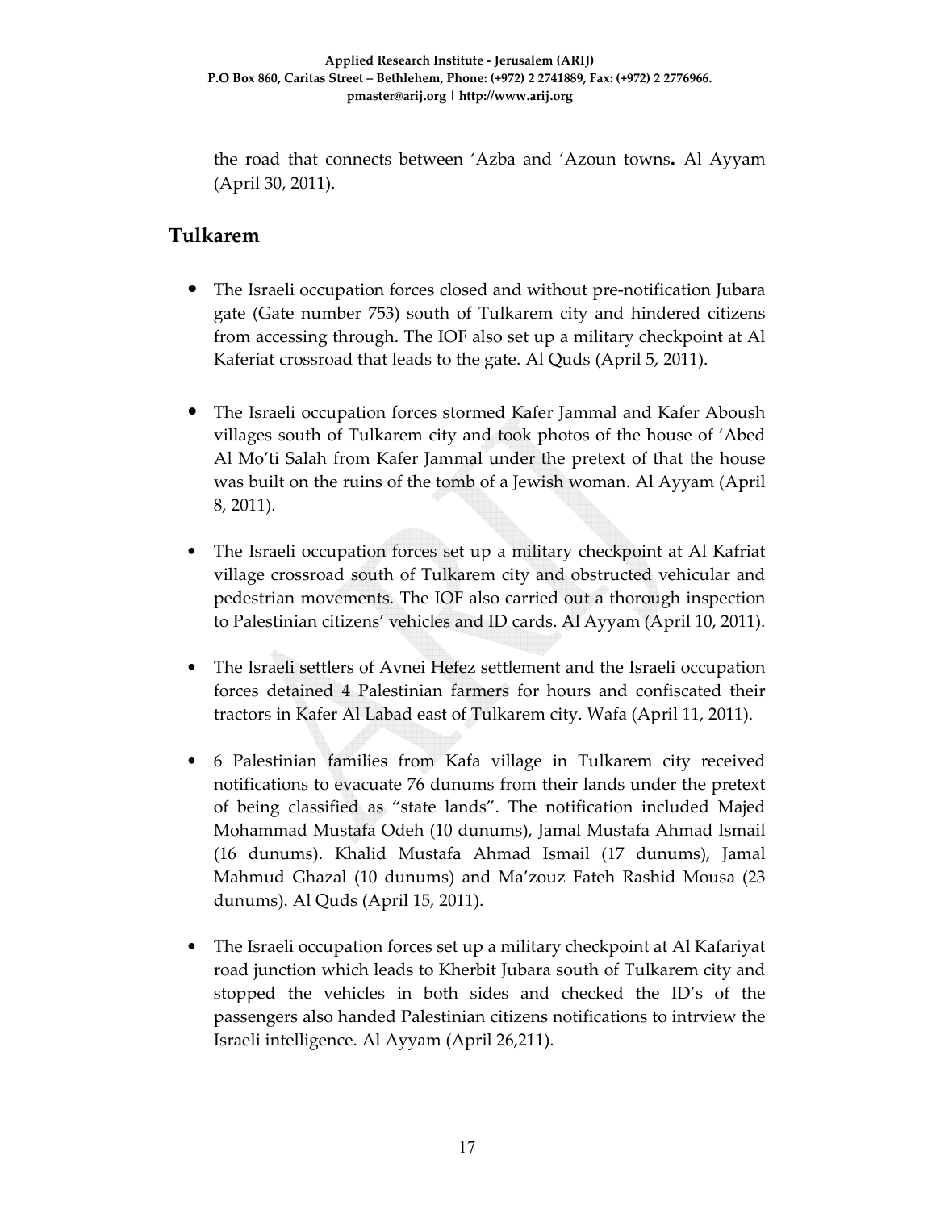the road that connects between 'Azba and 'Azoun towns**.** Al Ayyam (April 30, 2011).

## Tulkarem

- The Israeli occupation forces closed and without pre-notification Jubara gate (Gate number 753) south of Tulkarem city and hindered citizens from accessing through. The IOF also set up a military checkpoint at Al Kaferiat crossroad that leads to the gate. Al Quds (April 5, 2011).

- The Israeli occupation forces stormed Kafer Jammal and Kafer Aboush villages south of Tulkarem city and took photos of the house of 'Abed Al Mo'ti Salah from Kafer Jammal under the pretext of that the house was built on the ruins of the tomb of a Jewish woman. Al Ayyam (April 8, 2011).

- The Israeli occupation forces set up a military checkpoint at Al Kafriat village crossroad south of Tulkarem city and obstructed vehicular and pedestrian movements. The IOF also carried out a thorough inspection to Palestinian citizens' vehicles and ID cards. Al Ayyam (April 10, 2011).

- The Israeli settlers of Avnei Hefez settlement and the Israeli occupation forces detained 4 Palestinian farmers for hours and confiscated their tractors in Kafer Al Labad east of Tulkarem city. Wafa (April 11, 2011).

- 6 Palestinian families from Kafa village in Tulkarem city received notifications to evacuate 76 dunums from their lands under the pretext of being classified as "state lands". The notification included Majed Mohammad Mustafa Odeh (10 dunums), Jamal Mustafa Ahmad Ismail (16 dunums). Khalid Mustafa Ahmad Ismail (17 dunums), Jamal Mahmud Ghazal (10 dunums) and Ma'zouz Fateh Rashid Mousa (23 dunums). Al Quds (April 15, 2011).

- The Israeli occupation forces set up a military checkpoint at Al Kafariyat road junction which leads to Kherbit Jubara south of Tulkarem city and stopped the vehicles in both sides and checked the ID's of the passengers also handed Palestinian citizens notifications to intrview the Israeli intelligence. Al Ayyam (April 26,211).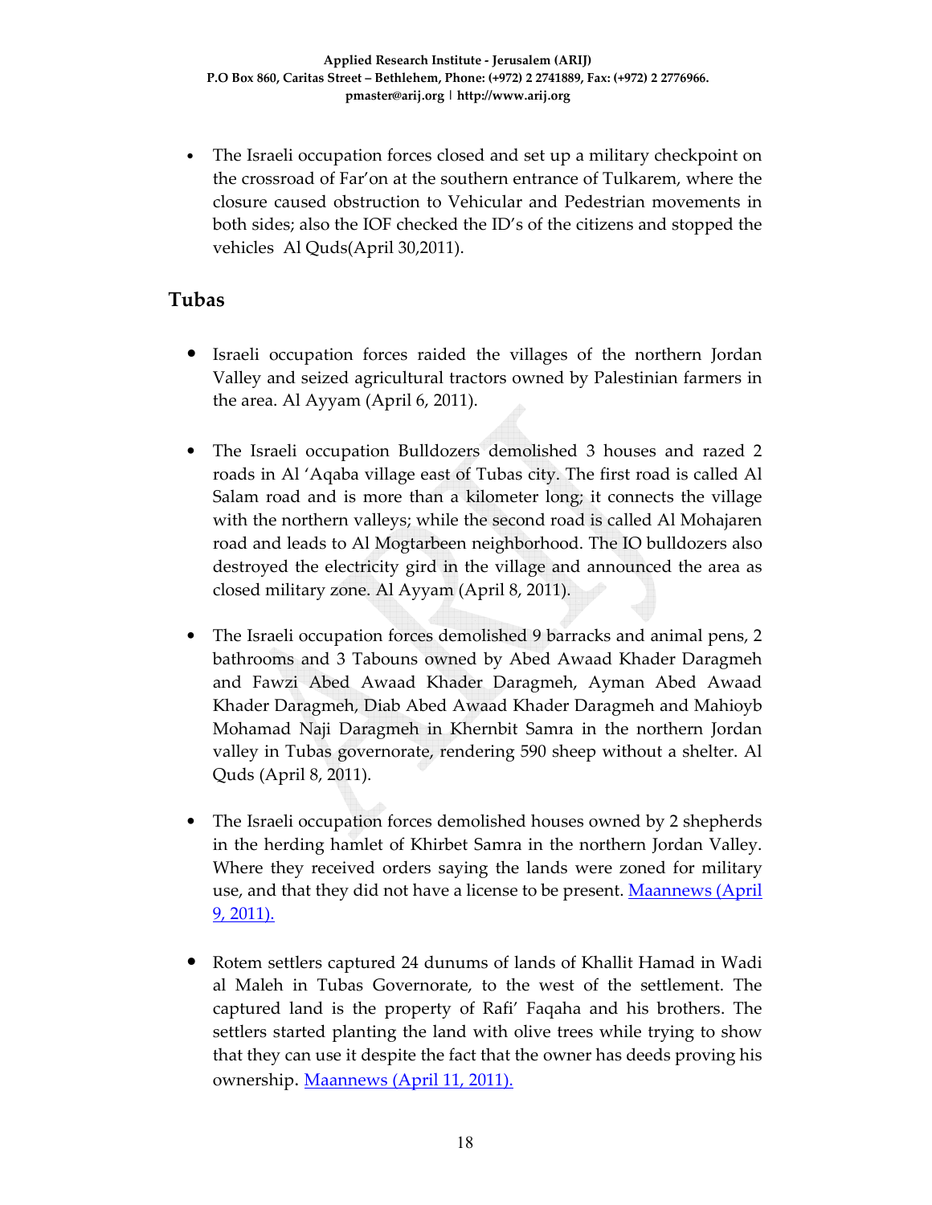- The Israeli occupation forces closed and set up a military checkpoint on the crossroad of Far'on at the southern entrance of Tulkarem, where the closure caused obstruction to Vehicular and Pedestrian movements in both sides; also the IOF checked the ID's of the citizens and stopped the vehicles  Al Quds(April 30,2011).

## Tubas

- Israeli occupation forces raided the villages of the northern Jordan Valley and seized agricultural tractors owned by Palestinian farmers in the area. Al Ayyam (April 6, 2011).

- The Israeli occupation Bulldozers demolished 3 houses and razed 2 roads in Al 'Aqaba village east of Tubas city. The first road is called Al Salam road and is more than a kilometer long; it connects the village with the northern valleys; while the second road is called Al Mohajaren road and leads to Al Mogtarbeen neighborhood. The IO bulldozers also destroyed the electricity gird in the village and announced the area as closed military zone. Al Ayyam (April 8, 2011).

- The Israeli occupation forces demolished 9 barracks and animal pens, 2 bathrooms and 3 Tabouns owned by Abed Awaad Khader Daragmeh and Fawzi Abed Awaad Khader Daragmeh, Ayman Abed Awaad Khader Daragmeh, Diab Abed Awaad Khader Daragmeh and Mahioyb Mohamad Naji Daragmeh in Khernbit Samra in the northern Jordan valley in Tubas governorate, rendering 590 sheep without a shelter. Al Quds (April 8, 2011).

- The Israeli occupation forces demolished houses owned by 2 shepherds in the herding hamlet of Khirbet Samra in the northern Jordan Valley. Where they received orders saying the lands were zoned for military use, and that they did not have a license to be present. Maannews (April 9, 2011).

- Rotem settlers captured 24 dunums of lands of Khallit Hamad in Wadi al Maleh in Tubas Governorate, to the west of the settlement. The captured land is the property of Rafi' Faqaha and his brothers. The settlers started planting the land with olive trees while trying to show that they can use it despite the fact that the owner has deeds proving his ownership. Maannews (April 11, 2011).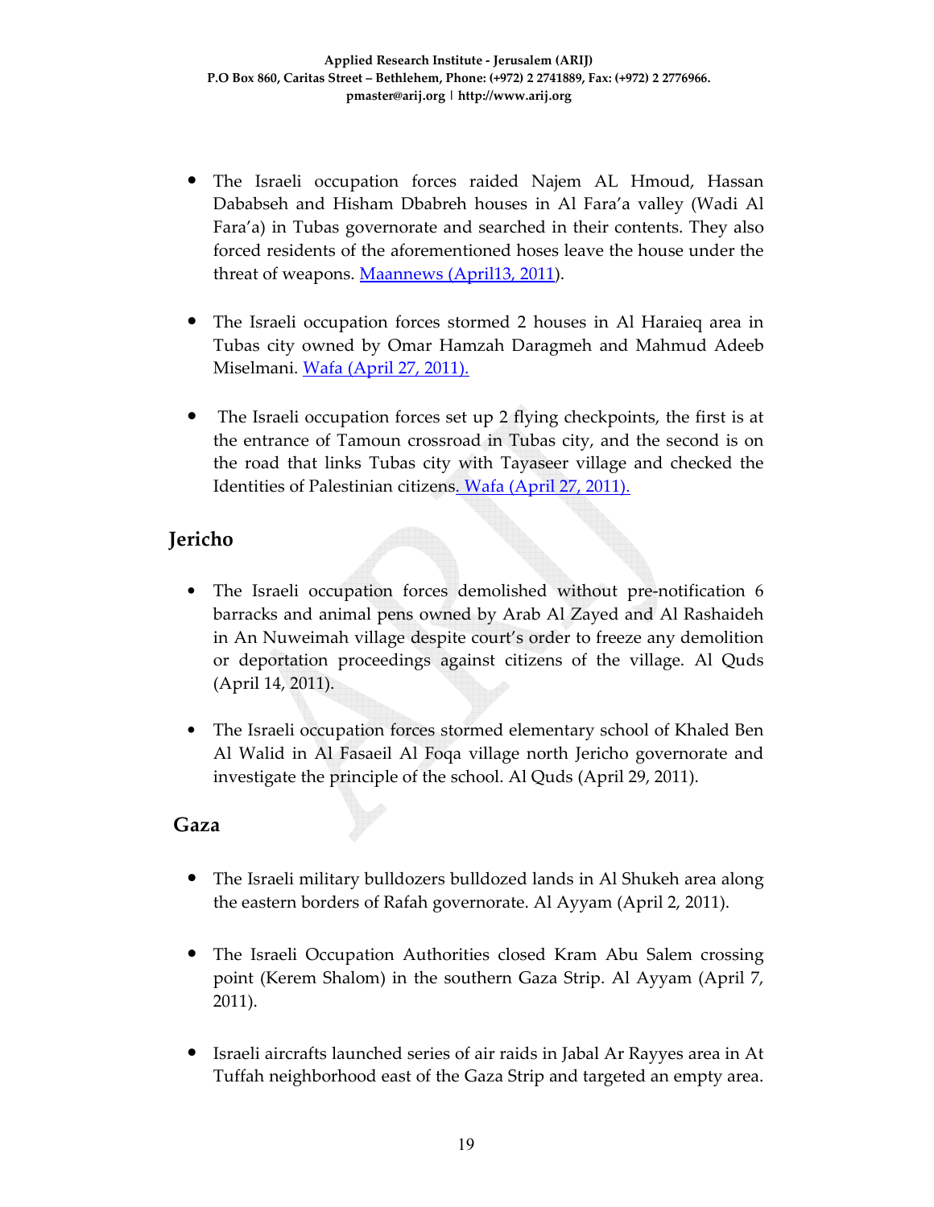- The Israeli occupation forces raided Najem AL Hmoud, Hassan Dababseh and Hisham Dbabreh houses in Al Fara'a valley (Wadi Al Fara'a) in Tubas governorate and searched in their contents. They also forced residents of the aforementioned hoses leave the house under the threat of weapons. [Maannews (April13, 2011)](#).

- The Israeli occupation forces stormed 2 houses in Al Haraieq area in Tubas city owned by Omar Hamzah Daragmeh and Mahmud Adeeb Miselmani. [Wafa (April 27, 2011).](#)

- The Israeli occupation forces set up 2 flying checkpoints, the first is at the entrance of Tamoun crossroad in Tubas city, and the second is on the road that links Tubas city with Tayaseer village and checked the Identities of Palestinian citizens. [Wafa (April 27, 2011).](#)

## Jericho

- The Israeli occupation forces demolished without pre-notification 6 barracks and animal pens owned by Arab Al Zayed and Al Rashaideh in An Nuweimah village despite court's order to freeze any demolition or deportation proceedings against citizens of the village. Al Quds (April 14, 2011).

- The Israeli occupation forces stormed elementary school of Khaled Ben Al Walid in Al Fasaeil Al Foqa village north Jericho governorate and investigate the principle of the school. Al Quds (April 29, 2011).

## Gaza

- The Israeli military bulldozers bulldozed lands in Al Shukeh area along the eastern borders of Rafah governorate. Al Ayyam (April 2, 2011).

- The Israeli Occupation Authorities closed Kram Abu Salem crossing point (Kerem Shalom) in the southern Gaza Strip. Al Ayyam (April 7, 2011).

- Israeli aircrafts launched series of air raids in Jabal Ar Rayyes area in At Tuffah neighborhood east of the Gaza Strip and targeted an empty area.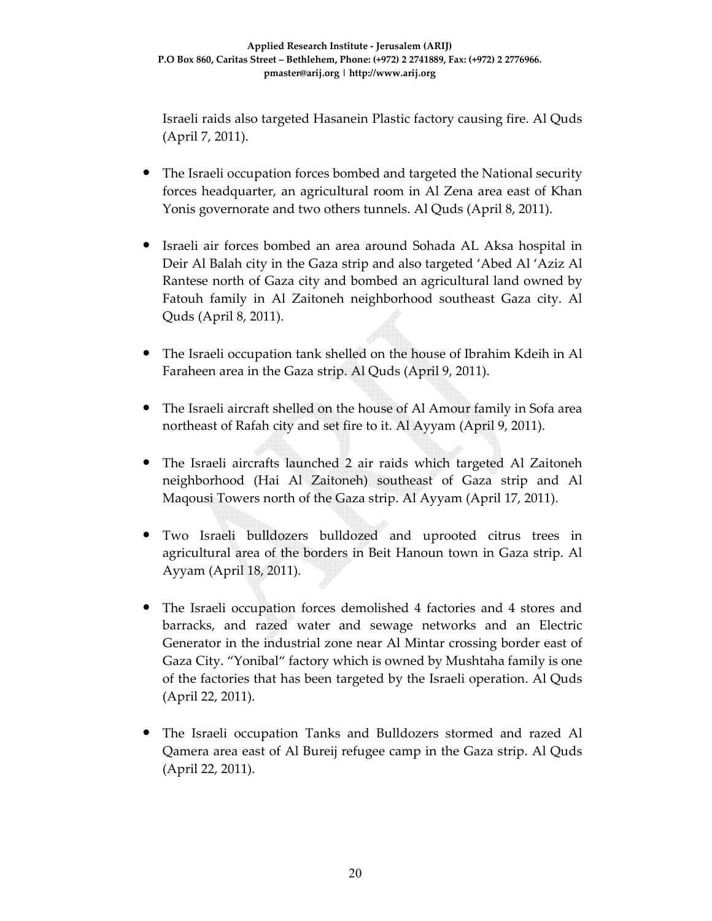Israeli raids also targeted Hasanein Plastic factory causing fire. Al Quds (April 7, 2011).

- The Israeli occupation forces bombed and targeted the National security forces headquarter, an agricultural room in Al Zena area east of Khan Yonis governorate and two others tunnels. Al Quds (April 8, 2011).

- Israeli air forces bombed an area around Sohada AL Aksa hospital in Deir Al Balah city in the Gaza strip and also targeted 'Abed Al 'Aziz Al Rantese north of Gaza city and bombed an agricultural land owned by Fatouh family in Al Zaitoneh neighborhood southeast Gaza city. Al Quds (April 8, 2011).

- The Israeli occupation tank shelled on the house of Ibrahim Kdeih in Al Faraheen area in the Gaza strip. Al Quds (April 9, 2011).

- The Israeli aircraft shelled on the house of Al Amour family in Sofa area northeast of Rafah city and set fire to it. Al Ayyam (April 9, 2011).

- The Israeli aircrafts launched 2 air raids which targeted Al Zaitoneh neighborhood (Hai Al Zaitoneh) southeast of Gaza strip and Al Maqousi Towers north of the Gaza strip. Al Ayyam (April 17, 2011).

- Two Israeli bulldozers bulldozed and uprooted citrus trees in agricultural area of the borders in Beit Hanoun town in Gaza strip. Al Ayyam (April 18, 2011).

- The Israeli occupation forces demolished 4 factories and 4 stores and barracks, and razed water and sewage networks and an Electric Generator in the industrial zone near Al Mintar crossing border east of Gaza City. "Yonibal" factory which is owned by Mushtaha family is one of the factories that has been targeted by the Israeli operation. Al Quds (April 22, 2011).

- The Israeli occupation Tanks and Bulldozers stormed and razed Al Qamera area east of Al Bureij refugee camp in the Gaza strip. Al Quds (April 22, 2011).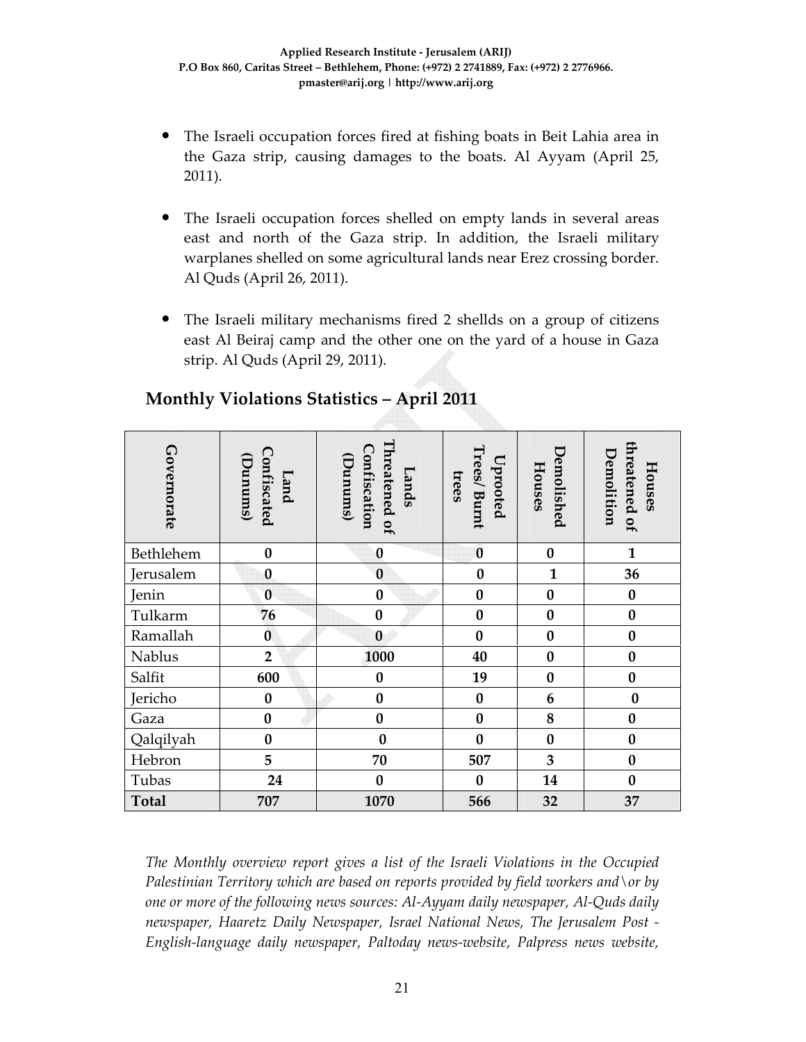- The Israeli occupation forces fired at fishing boats in Beit Lahia area in the Gaza strip, causing damages to the boats. Al Ayyam (April 25, 2011).

- The Israeli occupation forces shelled on empty lands in several areas east and north of the Gaza strip. In addition, the Israeli military warplanes shelled on some agricultural lands near Erez crossing border. Al Quds (April 26, 2011).

- The Israeli military mechanisms fired 2 shellds on a group of citizens east Al Beiraj camp and the other one on the yard of a house in Gaza strip. Al Quds (April 29, 2011).

## Monthly Violations Statistics – April 2011

| Governorate | Land Confiscated (Dunums) | Lands Threatened of Confiscation (Dunums) | Uprooted Trees/ Burnt trees | Demolished Houses | Houses threatened of Demolition |
|---|---|---|---|---|---|
| Bethlehem | **0** | **0** | **0** | **0** | **1** |
| Jerusalem | **0** | **0** | **0** | **1** | **36** |
| Jenin | **0** | **0** | **0** | **0** | **0** |
| Tulkarm | **76** | **0** | **0** | **0** | **0** |
| Ramallah | **0** | **0** | **0** | **0** | **0** |
| Nablus | **2** | **1000** | **40** | **0** | **0** |
| Salfit | **600** | **0** | **19** | **0** | **0** |
| Jericho | **0** | **0** | **0** | **6** | **0** |
| Gaza | **0** | **0** | **0** | **8** | **0** |
| Qalqilyah | **0** | **0** | **0** | **0** | **0** |
| Hebron | **5** | **70** | **507** | **3** | **0** |
| Tubas | **24** | **0** | **0** | **14** | **0** |
| **Total** | **707** | **1070** | **566** | **32** | **37** |

*The Monthly overview report gives a list of the Israeli Violations in the Occupied Palestinian Territory which are based on reports provided by field workers and\or by one or more of the following news sources: Al-Ayyam daily newspaper, Al-Quds daily newspaper, Haaretz Daily Newspaper, Israel National News, The Jerusalem Post - English-language daily newspaper, Paltoday news-website, Palpress news website,*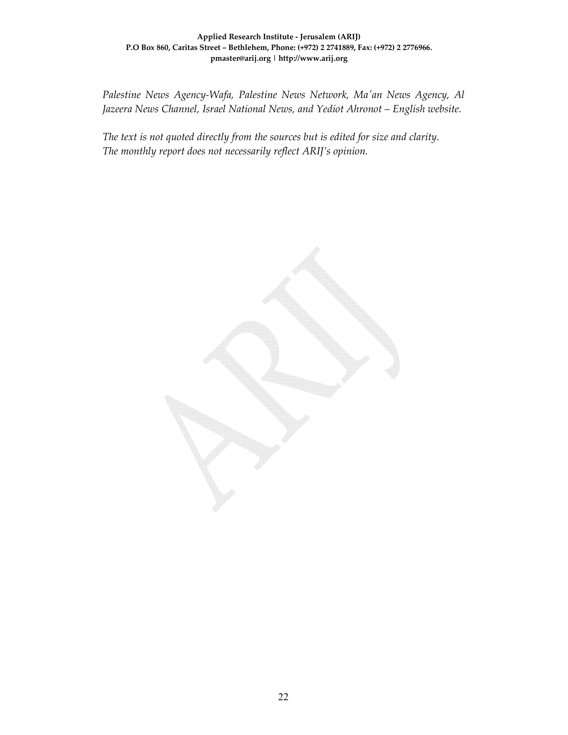*Palestine News Agency-Wafa, Palestine News Network, Ma'an News Agency, Al Jazeera News Channel, Israel National News, and Yediot Ahronot – English website.*

*The text is not quoted directly from the sources but is edited for size and clarity.*
*The monthly report does not necessarily reflect ARIJ's opinion.*